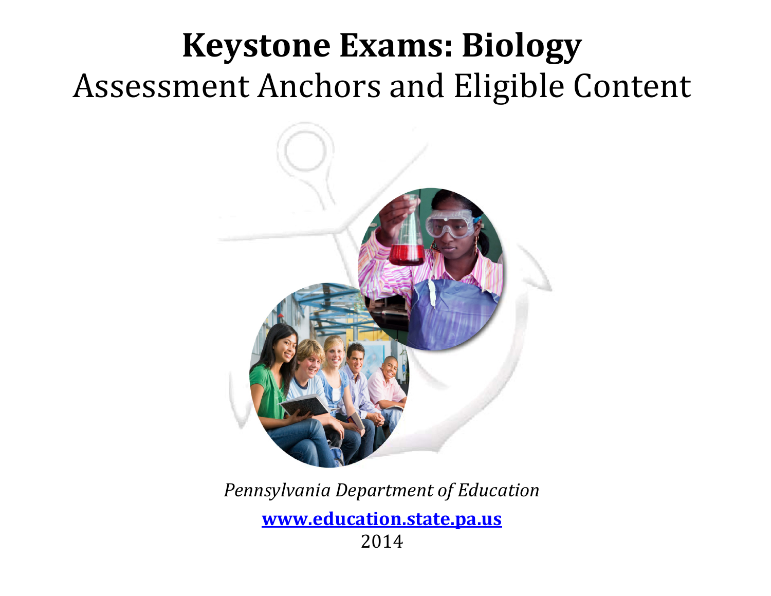# Keystone Exams: Biology

## Assessment Anchors and Eligible Content

*Pennsylvania Department of Education*

**www.education.state.pa.us**

2014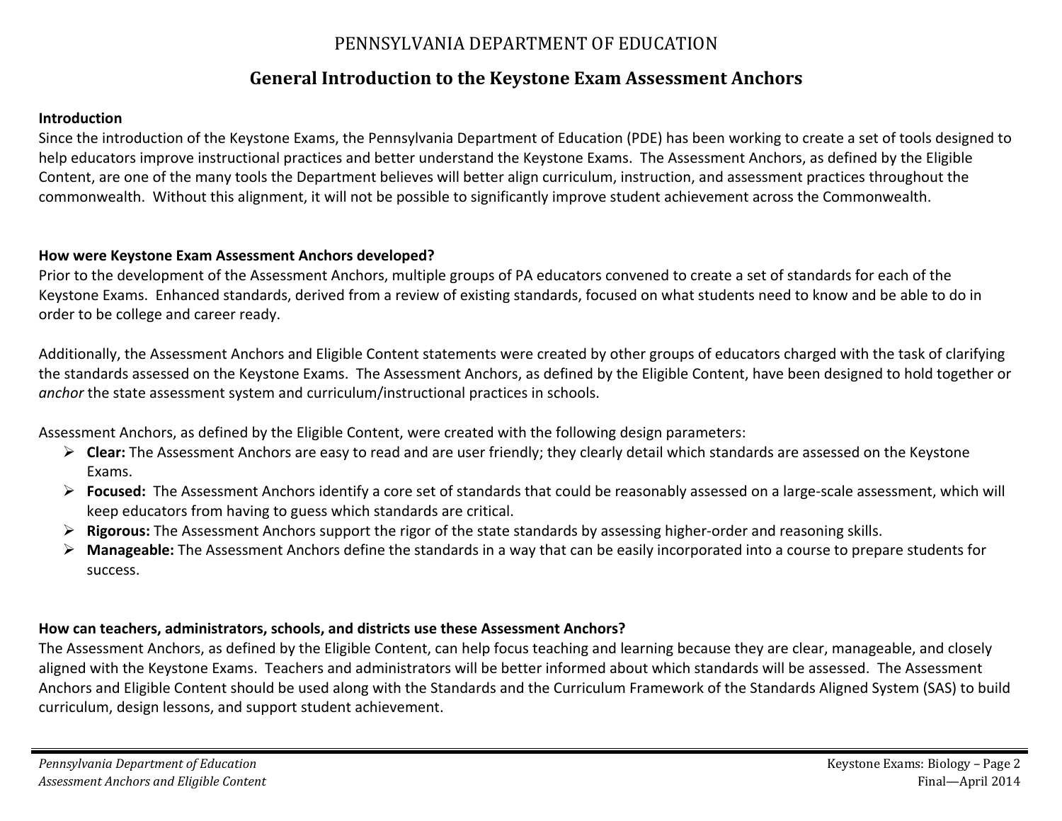PENNSYLVANIA DEPARTMENT OF EDUCATION

# General Introduction to the Keystone Exam Assessment Anchors

**Introduction**

Since the introduction of the Keystone Exams, the Pennsylvania Department of Education (PDE) has been working to create a set of tools designed to help educators improve instructional practices and better understand the Keystone Exams. The Assessment Anchors, as defined by the Eligible Content, are one of the many tools the Department believes will better align curriculum, instruction, and assessment practices throughout the commonwealth. Without this alignment, it will not be possible to significantly improve student achievement across the Commonwealth.

**How were Keystone Exam Assessment Anchors developed?**

Prior to the development of the Assessment Anchors, multiple groups of PA educators convened to create a set of standards for each of the Keystone Exams. Enhanced standards, derived from a review of existing standards, focused on what students need to know and be able to do in order to be college and career ready.

Additionally, the Assessment Anchors and Eligible Content statements were created by other groups of educators charged with the task of clarifying the standards assessed on the Keystone Exams. The Assessment Anchors, as defined by the Eligible Content, have been designed to hold together or *anchor* the state assessment system and curriculum/instructional practices in schools.

Assessment Anchors, as defined by the Eligible Content, were created with the following design parameters:

- **Clear:** The Assessment Anchors are easy to read and are user friendly; they clearly detail which standards are assessed on the Keystone Exams.
- **Focused:** The Assessment Anchors identify a core set of standards that could be reasonably assessed on a large-scale assessment, which will keep educators from having to guess which standards are critical.
- **Rigorous:** The Assessment Anchors support the rigor of the state standards by assessing higher-order and reasoning skills.
- **Manageable:** The Assessment Anchors define the standards in a way that can be easily incorporated into a course to prepare students for success.

**How can teachers, administrators, schools, and districts use these Assessment Anchors?**

The Assessment Anchors, as defined by the Eligible Content, can help focus teaching and learning because they are clear, manageable, and closely aligned with the Keystone Exams. Teachers and administrators will be better informed about which standards will be assessed. The Assessment Anchors and Eligible Content should be used along with the Standards and the Curriculum Framework of the Standards Aligned System (SAS) to build curriculum, design lessons, and support student achievement.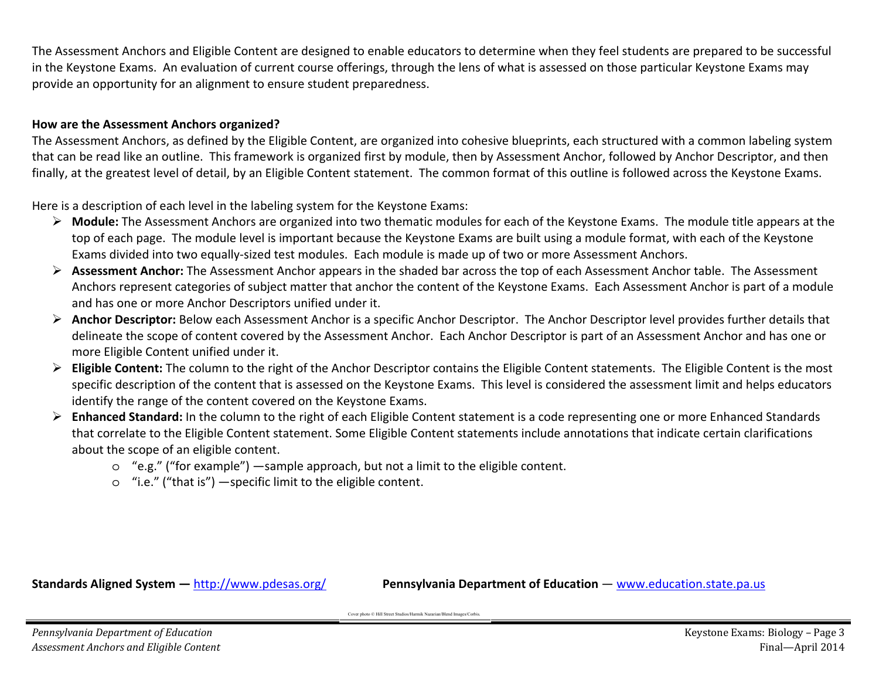The Assessment Anchors and Eligible Content are designed to enable educators to determine when they feel students are prepared to be successful in the Keystone Exams. An evaluation of current course offerings, through the lens of what is assessed on those particular Keystone Exams may provide an opportunity for an alignment to ensure student preparedness.

**How are the Assessment Anchors organized?**

The Assessment Anchors, as defined by the Eligible Content, are organized into cohesive blueprints, each structured with a common labeling system that can be read like an outline. This framework is organized first by module, then by Assessment Anchor, followed by Anchor Descriptor, and then finally, at the greatest level of detail, by an Eligible Content statement. The common format of this outline is followed across the Keystone Exams.

Here is a description of each level in the labeling system for the Keystone Exams:

- **Module:** The Assessment Anchors are organized into two thematic modules for each of the Keystone Exams. The module title appears at the top of each page. The module level is important because the Keystone Exams are built using a module format, with each of the Keystone Exams divided into two equally-sized test modules. Each module is made up of two or more Assessment Anchors.
- **Assessment Anchor:** The Assessment Anchor appears in the shaded bar across the top of each Assessment Anchor table. The Assessment Anchors represent categories of subject matter that anchor the content of the Keystone Exams. Each Assessment Anchor is part of a module and has one or more Anchor Descriptors unified under it.
- **Anchor Descriptor:** Below each Assessment Anchor is a specific Anchor Descriptor. The Anchor Descriptor level provides further details that delineate the scope of content covered by the Assessment Anchor. Each Anchor Descriptor is part of an Assessment Anchor and has one or more Eligible Content unified under it.
- **Eligible Content:** The column to the right of the Anchor Descriptor contains the Eligible Content statements. The Eligible Content is the most specific description of the content that is assessed on the Keystone Exams. This level is considered the assessment limit and helps educators identify the range of the content covered on the Keystone Exams.
- **Enhanced Standard:** In the column to the right of each Eligible Content statement is a code representing one or more Enhanced Standards that correlate to the Eligible Content statement. Some Eligible Content statements include annotations that indicate certain clarifications about the scope of an eligible content.
  - "e.g." ("for example") —sample approach, but not a limit to the eligible content.
  - "i.e." ("that is") —specific limit to the eligible content.

**Standards Aligned System —** http://www.pdesas.org/ **Pennsylvania Department of Education** — www.education.state.pa.us

Cover photo © Hill Street Studios/Harmik Nazarian/Blend Images/Corbis.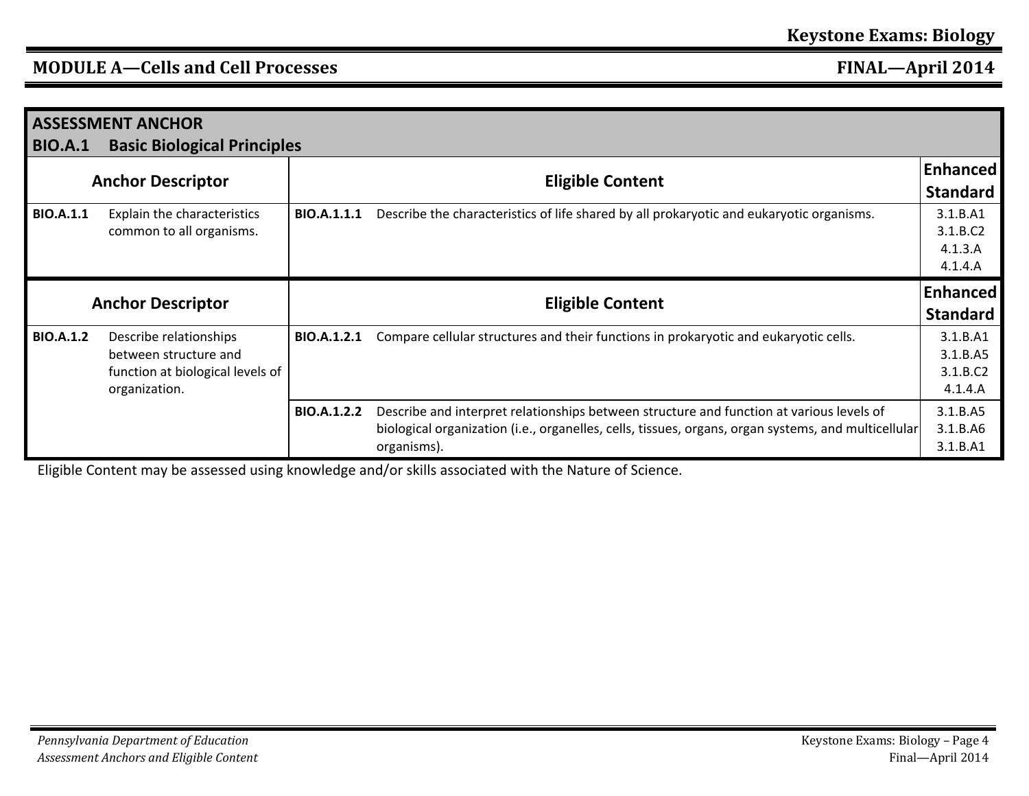## MODULE A—Cells and Cell Processes

| ASSESSMENT ANCHOR<br>BIO.A.1 Basic Biological Principles | | | | | |
|---|---|---|---|---|---|
| **Anchor Descriptor** | | **Eligible Content** | | **Enhanced Standard** |
| **BIO.A.1.1** | Explain the characteristics common to all organisms. | **BIO.A.1.1.1** | Describe the characteristics of life shared by all prokaryotic and eukaryotic organisms. | 3.1.B.A1<br>3.1.B.C2<br>4.1.3.A<br>4.1.4.A |
| **Anchor Descriptor** | | **Eligible Content** | | **Enhanced Standard** |
| **BIO.A.1.2** | Describe relationships between structure and function at biological levels of organization. | **BIO.A.1.2.1** | Compare cellular structures and their functions in prokaryotic and eukaryotic cells. | 3.1.B.A1<br>3.1.B.A5<br>3.1.B.C2<br>4.1.4.A |
| | | **BIO.A.1.2.2** | Describe and interpret relationships between structure and function at various levels of biological organization (i.e., organelles, cells, tissues, organs, organ systems, and multicellular organisms). | 3.1.B.A5<br>3.1.B.A6<br>3.1.B.A1 |

Eligible Content may be assessed using knowledge and/or skills associated with the Nature of Science.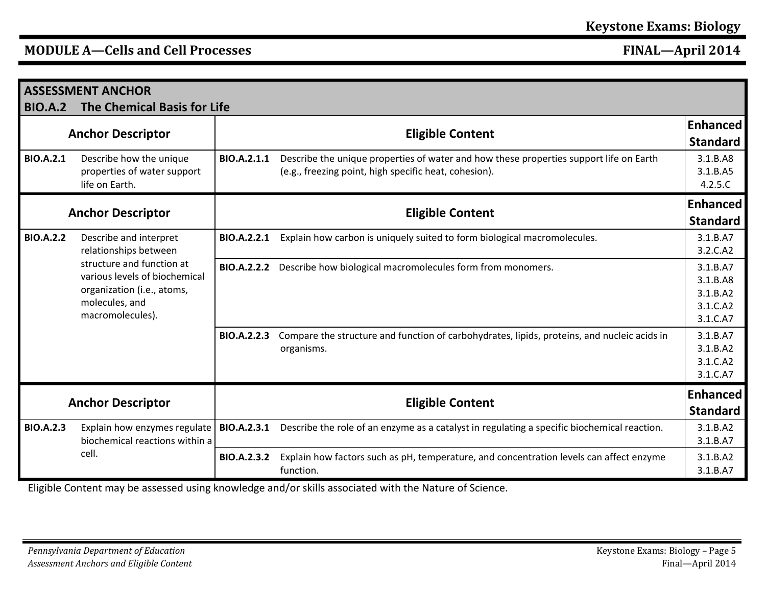## MODULE A—Cells and Cell Processes

| ASSESSMENT ANCHOR | | | |
|---|---|---|---|
| **BIO.A.2 The Chemical Basis for Life** | | | |
| **Anchor Descriptor** | **Eligible Content** | | **Enhanced Standard** |
| **BIO.A.2.1** Describe how the unique properties of water support life on Earth. | **BIO.A.2.1.1** | Describe the unique properties of water and how these properties support life on Earth (e.g., freezing point, high specific heat, cohesion). | 3.1.B.A8<br>3.1.B.A5<br>4.2.5.C |
| **Anchor Descriptor** | **Eligible Content** | | **Enhanced Standard** |
| **BIO.A.2.2** Describe and interpret relationships between structure and function at various levels of biochemical organization (i.e., atoms, molecules, and macromolecules). | **BIO.A.2.2.1** | Explain how carbon is uniquely suited to form biological macromolecules. | 3.1.B.A7<br>3.2.C.A2 |
| | **BIO.A.2.2.2** | Describe how biological macromolecules form from monomers. | 3.1.B.A7<br>3.1.B.A8<br>3.1.B.A2<br>3.1.C.A2<br>3.1.C.A7 |
| | **BIO.A.2.2.3** | Compare the structure and function of carbohydrates, lipids, proteins, and nucleic acids in organisms. | 3.1.B.A7<br>3.1.B.A2<br>3.1.C.A2<br>3.1.C.A7 |
| **Anchor Descriptor** | **Eligible Content** | | **Enhanced Standard** |
| **BIO.A.2.3** Explain how enzymes regulate biochemical reactions within a cell. | **BIO.A.2.3.1** | Describe the role of an enzyme as a catalyst in regulating a specific biochemical reaction. | 3.1.B.A2<br>3.1.B.A7 |
| | **BIO.A.2.3.2** | Explain how factors such as pH, temperature, and concentration levels can affect enzyme function. | 3.1.B.A2<br>3.1.B.A7 |

Eligible Content may be assessed using knowledge and/or skills associated with the Nature of Science.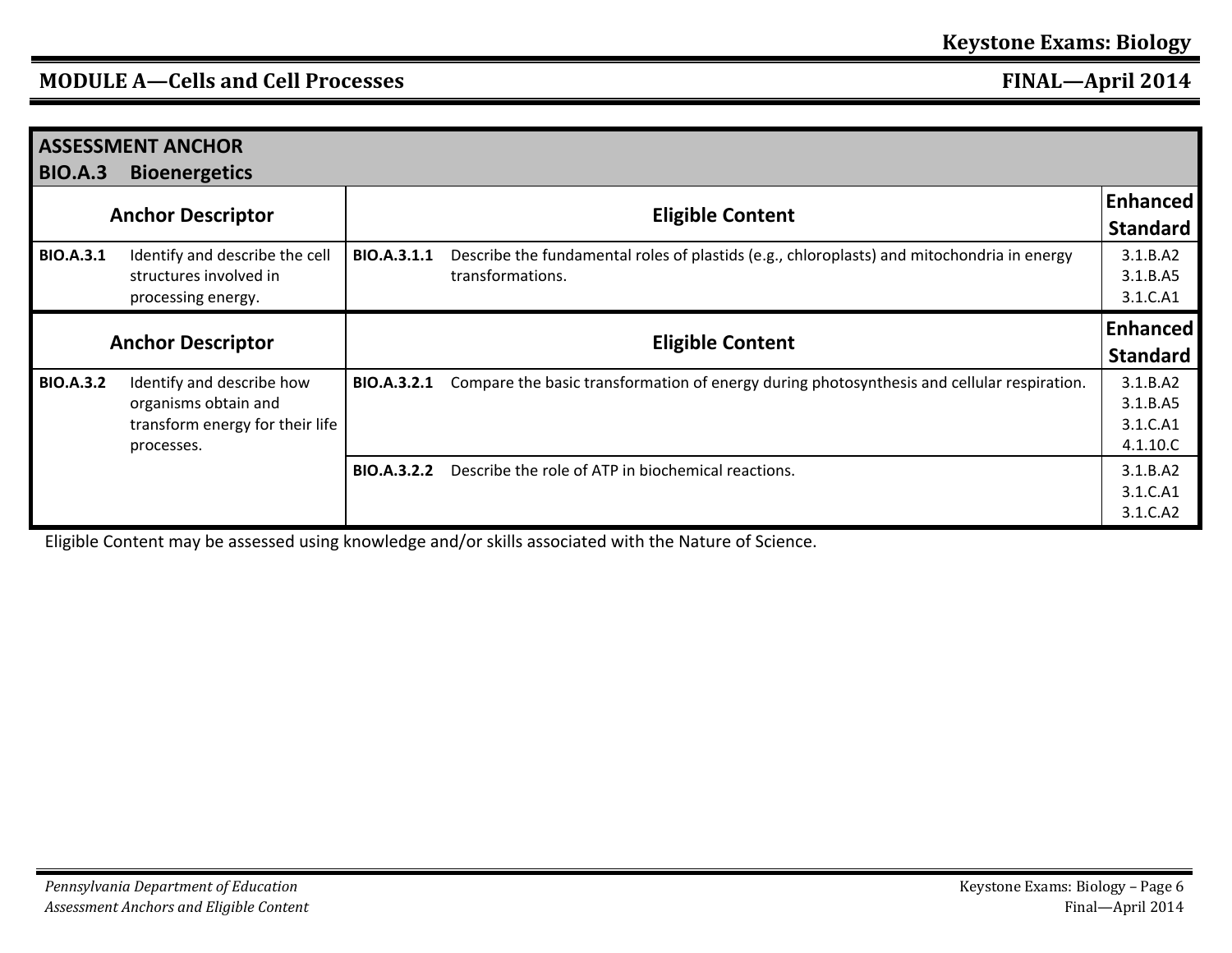## MODULE A—Cells and Cell Processes

| ASSESSMENT ANCHOR<br>BIO.A.3 Bioenergetics | | | | |
|---|---|---|---|---|
| **Anchor Descriptor** | | **Eligible Content** | | **Enhanced Standard** |
| **BIO.A.3.1** | Identify and describe the cell structures involved in processing energy. | **BIO.A.3.1.1** | Describe the fundamental roles of plastids (e.g., chloroplasts) and mitochondria in energy transformations. | 3.1.B.A2<br>3.1.B.A5<br>3.1.C.A1 |
| **Anchor Descriptor** | | **Eligible Content** | | **Enhanced Standard** |
| **BIO.A.3.2** | Identify and describe how organisms obtain and transform energy for their life processes. | **BIO.A.3.2.1** | Compare the basic transformation of energy during photosynthesis and cellular respiration. | 3.1.B.A2<br>3.1.B.A5<br>3.1.C.A1<br>4.1.10.C |
| | | **BIO.A.3.2.2** | Describe the role of ATP in biochemical reactions. | 3.1.B.A2<br>3.1.C.A1<br>3.1.C.A2 |

Eligible Content may be assessed using knowledge and/or skills associated with the Nature of Science.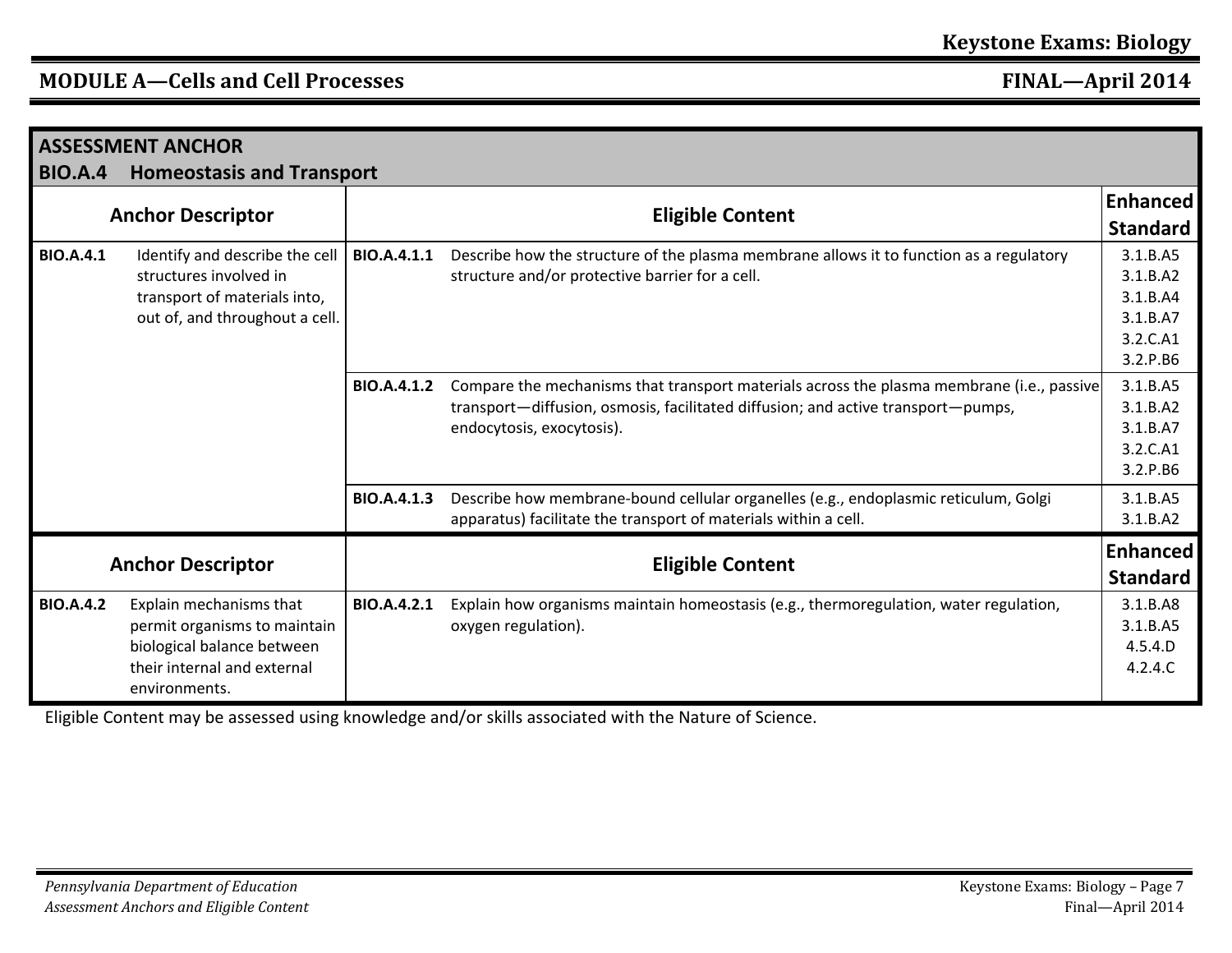## MODULE A—Cells and Cell Processes

### ASSESSMENT ANCHOR

### BIO.A.4 Homeostasis and Transport

| Anchor Descriptor | | Eligible Content | | Enhanced Standard |
|---|---|---|---|---|
| **BIO.A.4.1** | Identify and describe the cell structures involved in transport of materials into, out of, and throughout a cell. | **BIO.A.4.1.1** | Describe how the structure of the plasma membrane allows it to function as a regulatory structure and/or protective barrier for a cell. | 3.1.B.A5<br>3.1.B.A2<br>3.1.B.A4<br>3.1.B.A7<br>3.2.C.A1<br>3.2.P.B6 |
| | | **BIO.A.4.1.2** | Compare the mechanisms that transport materials across the plasma membrane (i.e., passive transport—diffusion, osmosis, facilitated diffusion; and active transport—pumps, endocytosis, exocytosis). | 3.1.B.A5<br>3.1.B.A2<br>3.1.B.A7<br>3.2.C.A1<br>3.2.P.B6 |
| | | **BIO.A.4.1.3** | Describe how membrane-bound cellular organelles (e.g., endoplasmic reticulum, Golgi apparatus) facilitate the transport of materials within a cell. | 3.1.B.A5<br>3.1.B.A2 |

| Anchor Descriptor | | Eligible Content | | Enhanced Standard |
|---|---|---|---|---|
| **BIO.A.4.2** | Explain mechanisms that permit organisms to maintain biological balance between their internal and external environments. | **BIO.A.4.2.1** | Explain how organisms maintain homeostasis (e.g., thermoregulation, water regulation, oxygen regulation). | 3.1.B.A8<br>3.1.B.A5<br>4.5.4.D<br>4.2.4.C |

Eligible Content may be assessed using knowledge and/or skills associated with the Nature of Science.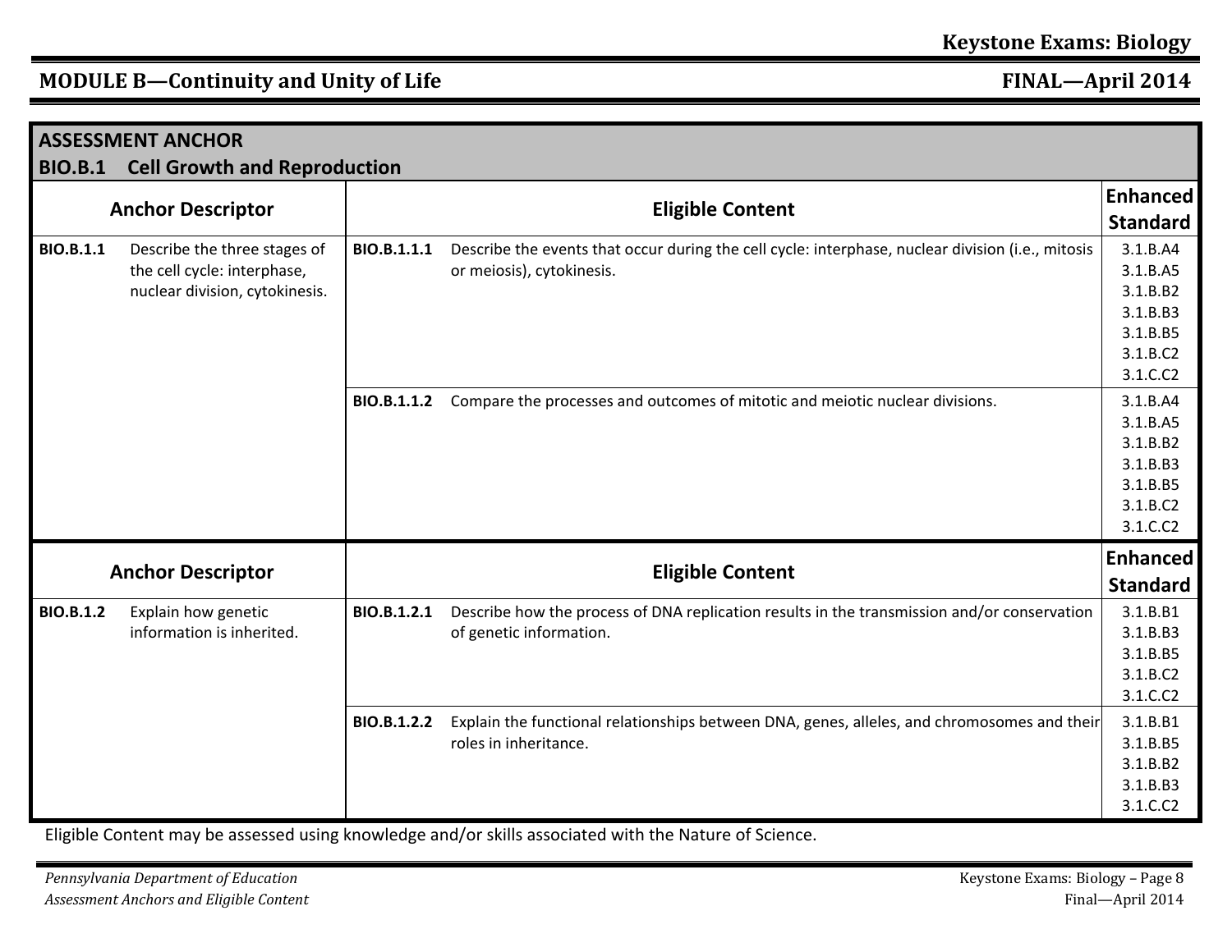## MODULE B—Continuity and Unity of Life

### ASSESSMENT ANCHOR
### BIO.B.1 Cell Growth and Reproduction

| Anchor Descriptor | | Eligible Content | | Enhanced Standard |
|---|---|---|---|---|
| **BIO.B.1.1** | Describe the three stages of the cell cycle: interphase, nuclear division, cytokinesis. | **BIO.B.1.1.1** | Describe the events that occur during the cell cycle: interphase, nuclear division (i.e., mitosis or meiosis), cytokinesis. | 3.1.B.A4<br>3.1.B.A5<br>3.1.B.B2<br>3.1.B.B3<br>3.1.B.B5<br>3.1.B.C2<br>3.1.C.C2 |
| | | **BIO.B.1.1.2** | Compare the processes and outcomes of mitotic and meiotic nuclear divisions. | 3.1.B.A4<br>3.1.B.A5<br>3.1.B.B2<br>3.1.B.B3<br>3.1.B.B5<br>3.1.B.C2<br>3.1.C.C2 |

| Anchor Descriptor | | Eligible Content | | Enhanced Standard |
|---|---|---|---|---|
| **BIO.B.1.2** | Explain how genetic information is inherited. | **BIO.B.1.2.1** | Describe how the process of DNA replication results in the transmission and/or conservation of genetic information. | 3.1.B.B1<br>3.1.B.B3<br>3.1.B.B5<br>3.1.B.C2<br>3.1.C.C2 |
| | | **BIO.B.1.2.2** | Explain the functional relationships between DNA, genes, alleles, and chromosomes and their roles in inheritance. | 3.1.B.B1<br>3.1.B.B5<br>3.1.B.B2<br>3.1.B.B3<br>3.1.C.C2 |

Eligible Content may be assessed using knowledge and/or skills associated with the Nature of Science.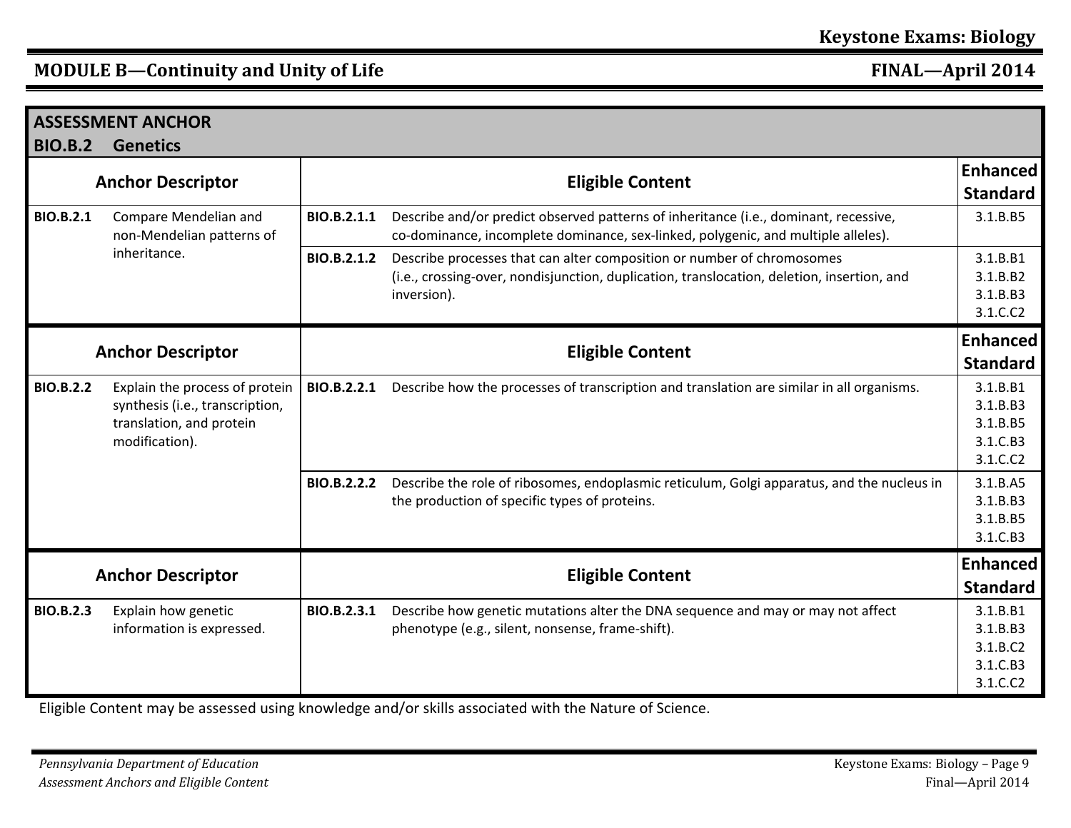## MODULE B—Continuity and Unity of Life

| ASSESSMENT ANCHOR BIO.B.2 Genetics | | | | |
|---|---|---|---|---|
| **Anchor Descriptor** | | **Eligible Content** | | **Enhanced Standard** |
| **BIO.B.2.1** | Compare Mendelian and non-Mendelian patterns of inheritance. | **BIO.B.2.1.1** | Describe and/or predict observed patterns of inheritance (i.e., dominant, recessive, co-dominance, incomplete dominance, sex-linked, polygenic, and multiple alleles). | 3.1.B.B5 |
| | | **BIO.B.2.1.2** | Describe processes that can alter composition or number of chromosomes (i.e., crossing-over, nondisjunction, duplication, translocation, deletion, insertion, and inversion). | 3.1.B.B1<br>3.1.B.B2<br>3.1.B.B3<br>3.1.C.C2 |
| **Anchor Descriptor** | | **Eligible Content** | | **Enhanced Standard** |
| **BIO.B.2.2** | Explain the process of protein synthesis (i.e., transcription, translation, and protein modification). | **BIO.B.2.2.1** | Describe how the processes of transcription and translation are similar in all organisms. | 3.1.B.B1<br>3.1.B.B3<br>3.1.B.B5<br>3.1.C.B3<br>3.1.C.C2 |
| | | **BIO.B.2.2.2** | Describe the role of ribosomes, endoplasmic reticulum, Golgi apparatus, and the nucleus in the production of specific types of proteins. | 3.1.B.A5<br>3.1.B.B3<br>3.1.B.B5<br>3.1.C.B3 |
| **Anchor Descriptor** | | **Eligible Content** | | **Enhanced Standard** |
| **BIO.B.2.3** | Explain how genetic information is expressed. | **BIO.B.2.3.1** | Describe how genetic mutations alter the DNA sequence and may or may not affect phenotype (e.g., silent, nonsense, frame-shift). | 3.1.B.B1<br>3.1.B.B3<br>3.1.B.C2<br>3.1.C.B3<br>3.1.C.C2 |

Eligible Content may be assessed using knowledge and/or skills associated with the Nature of Science.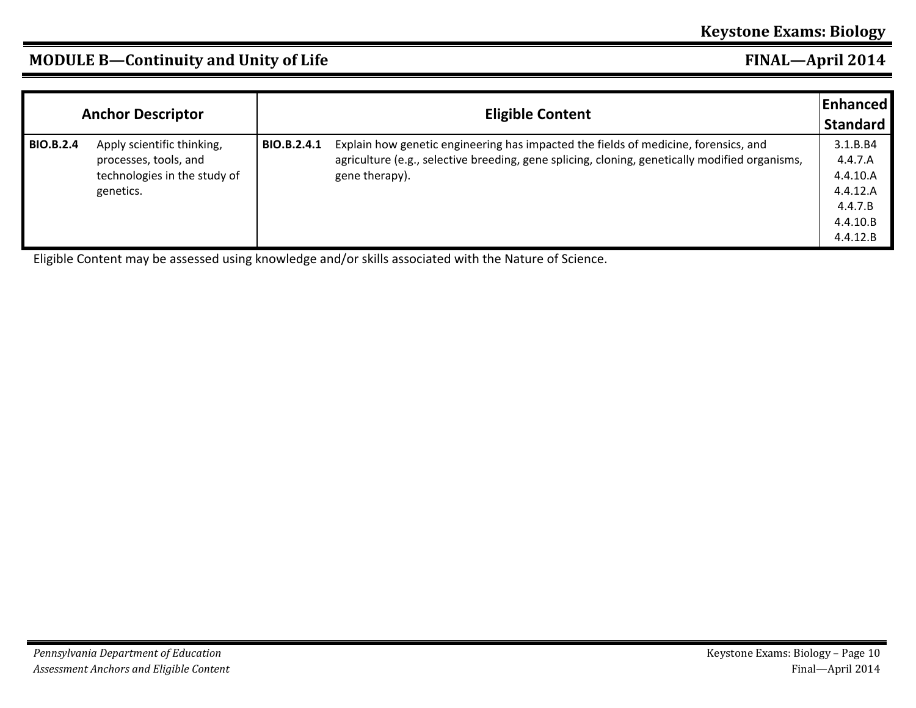## MODULE B—Continuity and Unity of Life

| Anchor Descriptor | | Eligible Content | | Enhanced Standard |
|---|---|---|---|---|
| **BIO.B.2.4** | Apply scientific thinking, processes, tools, and technologies in the study of genetics. | **BIO.B.2.4.1** | Explain how genetic engineering has impacted the fields of medicine, forensics, and agriculture (e.g., selective breeding, gene splicing, cloning, genetically modified organisms, gene therapy). | 3.1.B.B4<br>4.4.7.A<br>4.4.10.A<br>4.4.12.A<br>4.4.7.B<br>4.4.10.B<br>4.4.12.B |

Eligible Content may be assessed using knowledge and/or skills associated with the Nature of Science.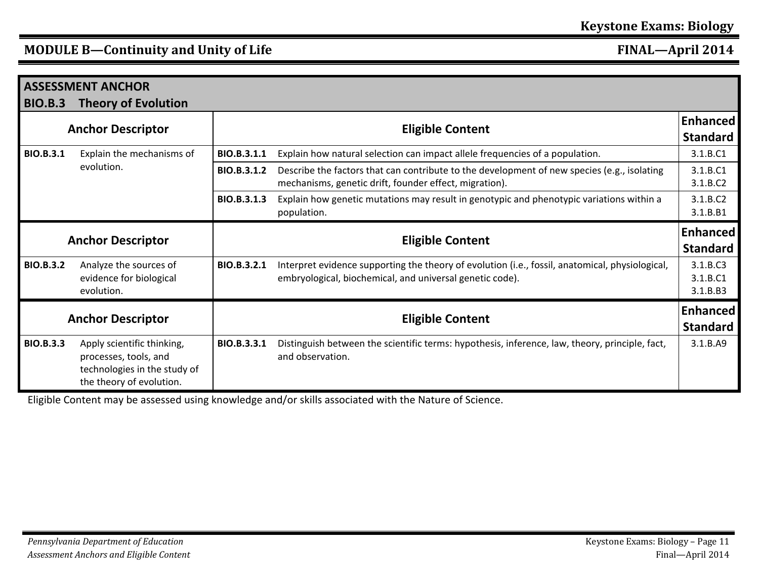## MODULE B—Continuity and Unity of Life

### ASSESSMENT ANCHOR
### BIO.B.3 Theory of Evolution

| Anchor Descriptor | | Eligible Content | | Enhanced Standard |
|---|---|---|---|---|
| **BIO.B.3.1** | Explain the mechanisms of evolution. | **BIO.B.3.1.1** | Explain how natural selection can impact allele frequencies of a population. | 3.1.B.C1 |
| | | **BIO.B.3.1.2** | Describe the factors that can contribute to the development of new species (e.g., isolating mechanisms, genetic drift, founder effect, migration). | 3.1.B.C1<br>3.1.B.C2 |
| | | **BIO.B.3.1.3** | Explain how genetic mutations may result in genotypic and phenotypic variations within a population. | 3.1.B.C2<br>3.1.B.B1 |

| Anchor Descriptor | | Eligible Content | | Enhanced Standard |
|---|---|---|---|---|
| **BIO.B.3.2** | Analyze the sources of evidence for biological evolution. | **BIO.B.3.2.1** | Interpret evidence supporting the theory of evolution (i.e., fossil, anatomical, physiological, embryological, biochemical, and universal genetic code). | 3.1.B.C3<br>3.1.B.C1<br>3.1.B.B3 |

| Anchor Descriptor | | Eligible Content | | Enhanced Standard |
|---|---|---|---|---|
| **BIO.B.3.3** | Apply scientific thinking, processes, tools, and technologies in the study of the theory of evolution. | **BIO.B.3.3.1** | Distinguish between the scientific terms: hypothesis, inference, law, theory, principle, fact, and observation. | 3.1.B.A9 |

Eligible Content may be assessed using knowledge and/or skills associated with the Nature of Science.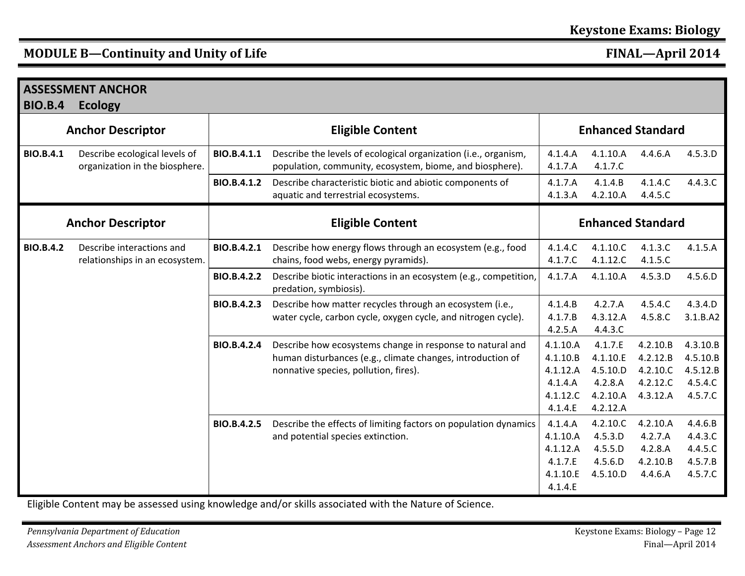## MODULE B—Continuity and Unity of Life

### ASSESSMENT ANCHOR

**BIO.B.4 Ecology**

| Anchor Descriptor | | Eligible Content | | Enhanced Standard |
|---|---|---|---|---|
| **BIO.B.4.1** | Describe ecological levels of organization in the biosphere. | **BIO.B.4.1.1** | Describe the levels of ecological organization (i.e., organism, population, community, ecosystem, biome, and biosphere). | 4.1.4.A 4.1.10.A 4.4.6.A 4.5.3.D 4.1.7.A 4.1.7.C |
| | | **BIO.B.4.1.2** | Describe characteristic biotic and abiotic components of aquatic and terrestrial ecosystems. | 4.1.7.A 4.1.4.B 4.1.4.C 4.4.3.C 4.1.3.A 4.2.10.A 4.4.5.C |

| Anchor Descriptor | | Eligible Content | | Enhanced Standard |
|---|---|---|---|---|
| **BIO.B.4.2** | Describe interactions and relationships in an ecosystem. | **BIO.B.4.2.1** | Describe how energy flows through an ecosystem (e.g., food chains, food webs, energy pyramids). | 4.1.4.C 4.1.10.C 4.1.3.C 4.1.5.A 4.1.7.C 4.1.12.C 4.1.5.C |
| | | **BIO.B.4.2.2** | Describe biotic interactions in an ecosystem (e.g., competition, predation, symbiosis). | 4.1.7.A 4.1.10.A 4.5.3.D 4.5.6.D |
| | | **BIO.B.4.2.3** | Describe how matter recycles through an ecosystem (i.e., water cycle, carbon cycle, oxygen cycle, and nitrogen cycle). | 4.1.4.B 4.2.7.A 4.5.4.C 4.3.4.D 4.1.7.B 4.3.12.A 4.5.8.C 3.1.B.A2 4.2.5.A 4.4.3.C |
| | | **BIO.B.4.2.4** | Describe how ecosystems change in response to natural and human disturbances (e.g., climate changes, introduction of nonnative species, pollution, fires). | 4.1.10.A 4.1.7.E 4.2.10.B 4.3.10.B 4.1.10.B 4.1.10.E 4.2.12.B 4.5.10.B 4.1.12.A 4.5.10.D 4.2.10.C 4.5.12.B 4.1.4.A 4.2.8.A 4.2.12.C 4.5.4.C 4.1.12.C 4.2.10.A 4.3.12.A 4.5.7.C 4.1.4.E 4.2.12.A |
| | | **BIO.B.4.2.5** | Describe the effects of limiting factors on population dynamics and potential species extinction. | 4.1.4.A 4.2.10.C 4.2.10.A 4.4.6.B 4.1.10.A 4.5.3.D 4.2.7.A 4.4.3.C 4.1.12.A 4.5.5.D 4.2.8.A 4.4.5.C 4.1.7.E 4.5.6.D 4.2.10.B 4.5.7.B 4.1.10.E 4.5.10.D 4.4.6.A 4.5.7.C 4.1.4.E |

Eligible Content may be assessed using knowledge and/or skills associated with the Nature of Science.